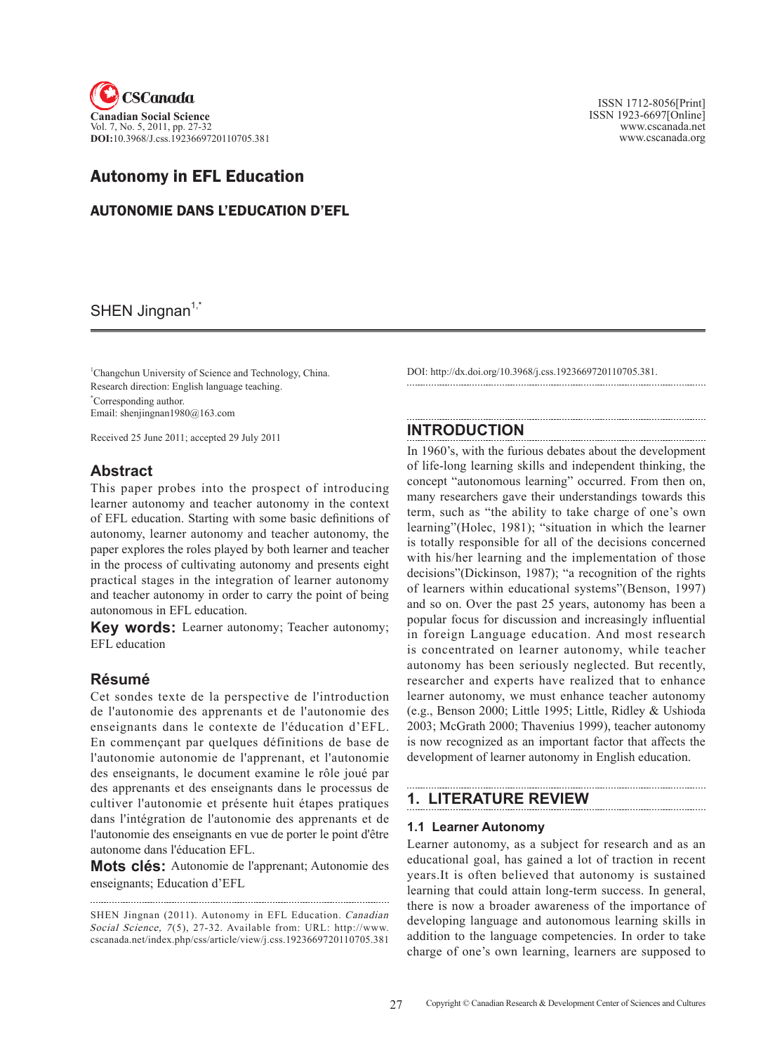# Autonomy in EFL Education

## AUTONOMIE DANS L'EDUCATION D'EFL

SHEN Jingnan[1,*]

[1]Changchun University of Science and Technology, China.
Research direction: English language teaching.
[*]Corresponding author.
Email: shenjingnan1980@163.com

Received 25 June 2011; accepted 29 July 2011

## Abstract

This paper probes into the prospect of introducing learner autonomy and teacher autonomy in the context of EFL education. Starting with some basic definitions of autonomy, learner autonomy and teacher autonomy, the paper explores the roles played by both learner and teacher in the process of cultivating autonomy and presents eight practical stages in the integration of learner autonomy and teacher autonomy in order to carry the point of being autonomous in EFL education.

**Key words:** Learner autonomy; Teacher autonomy; EFL education

## Résumé

Cet sondes texte de la perspective de l'introduction de l'autonomie des apprenants et de l'autonomie des enseignants dans le contexte de l'éducation d'EFL. En commençant par quelques définitions de base de l'autonomie autonomie de l'apprenant, et l'autonomie des enseignants, le document examine le rôle joué par des apprenants et des enseignants dans le processus de cultiver l'autonomie et présente huit étapes pratiques dans l'intégration de l'autonomie des apprenants et de l'autonomie des enseignants en vue de porter le point d'être autonome dans l'éducation EFL.

**Mots clés:** Autonomie de l'apprenant; Autonomie des enseignants; Education d'EFL

SHEN Jingnan (2011). Autonomy in EFL Education. *Canadian Social Science*, *7*(5), 27-32. Available from: URL: http://www.cscanada.net/index.php/css/article/view/j.css.1923669720110705.381

DOI: http://dx.doi.org/10.3968/j.css.1923669720110705.381.

## INTRODUCTION

In 1960's, with the furious debates about the development of life-long learning skills and independent thinking, the concept "autonomous learning" occurred. From then on, many researchers gave their understandings towards this term, such as "the ability to take charge of one's own learning"(Holec, 1981); "situation in which the learner is totally responsible for all of the decisions concerned with his/her learning and the implementation of those decisions"(Dickinson, 1987); "a recognition of the rights of learners within educational systems"(Benson, 1997) and so on. Over the past 25 years, autonomy has been a popular focus for discussion and increasingly influential in foreign Language education. And most research is concentrated on learner autonomy, while teacher autonomy has been seriously neglected. But recently, researcher and experts have realized that to enhance learner autonomy, we must enhance teacher autonomy (e.g., Benson 2000; Little 1995; Little, Ridley & Ushioda 2003; McGrath 2000; Thavenius 1999), teacher autonomy is now recognized as an important factor that affects the development of learner autonomy in English education.

## 1. LITERATURE REVIEW

### 1.1 Learner Autonomy

Learner autonomy, as a subject for research and as an educational goal, has gained a lot of traction in recent years.It is often believed that autonomy is sustained learning that could attain long-term success. In general, there is now a broader awareness of the importance of developing language and autonomous learning skills in addition to the language competencies. In order to take charge of one's own learning, learners are supposed to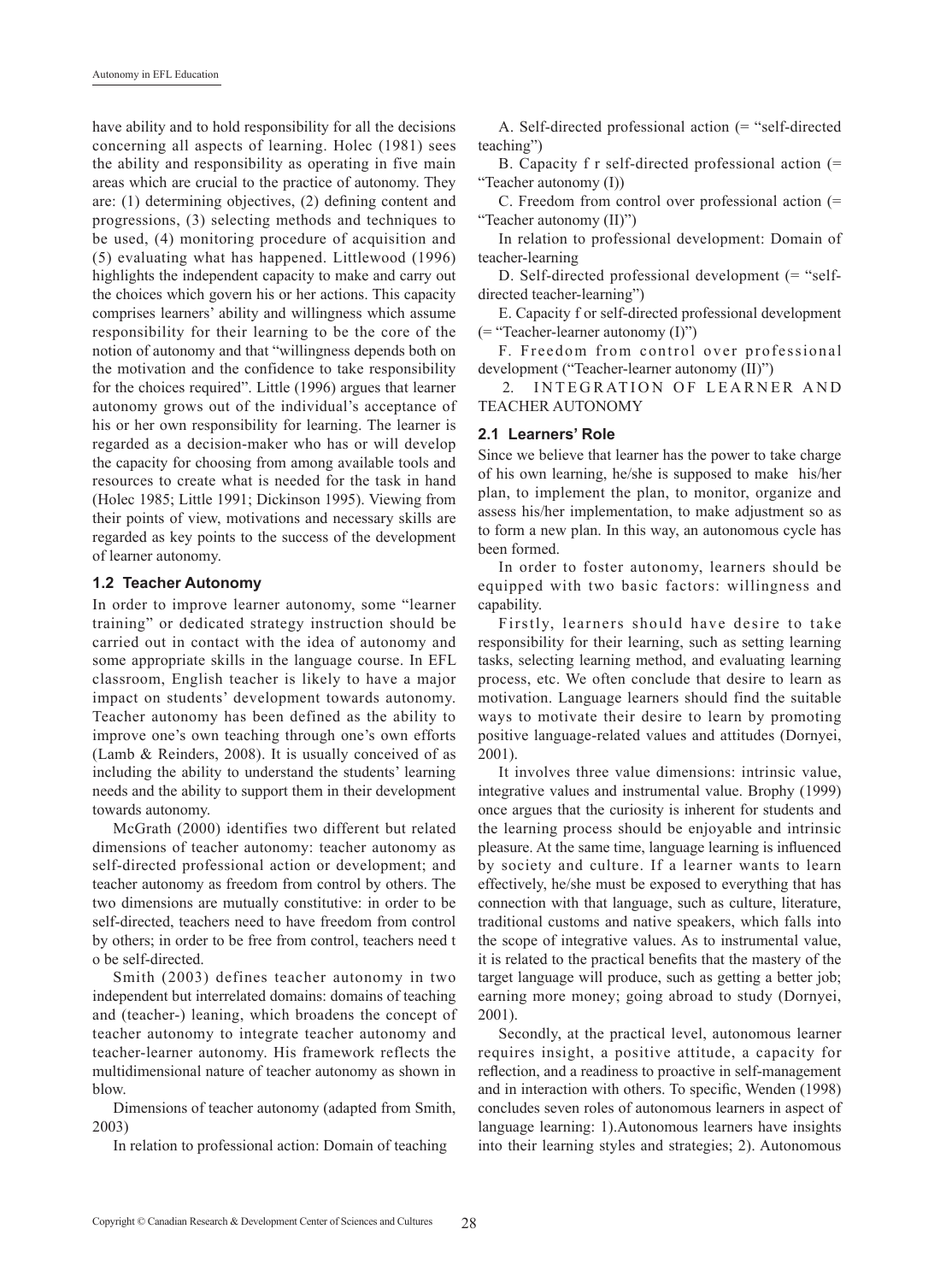have ability and to hold responsibility for all the decisions concerning all aspects of learning. Holec (1981) sees the ability and responsibility as operating in five main areas which are crucial to the practice of autonomy. They are: (1) determining objectives, (2) defining content and progressions, (3) selecting methods and techniques to be used, (4) monitoring procedure of acquisition and (5) evaluating what has happened. Littlewood (1996) highlights the independent capacity to make and carry out the choices which govern his or her actions. This capacity comprises learners' ability and willingness which assume responsibility for their learning to be the core of the notion of autonomy and that "willingness depends both on the motivation and the confidence to take responsibility for the choices required". Little (1996) argues that learner autonomy grows out of the individual's acceptance of his or her own responsibility for learning. The learner is regarded as a decision-maker who has or will develop the capacity for choosing from among available tools and resources to create what is needed for the task in hand (Holec 1985; Little 1991; Dickinson 1995). Viewing from their points of view, motivations and necessary skills are regarded as key points to the success of the development of learner autonomy.

### 1.2 Teacher Autonomy

In order to improve learner autonomy, some "learner training" or dedicated strategy instruction should be carried out in contact with the idea of autonomy and some appropriate skills in the language course. In EFL classroom, English teacher is likely to have a major impact on students' development towards autonomy. Teacher autonomy has been defined as the ability to improve one's own teaching through one's own efforts (Lamb & Reinders, 2008). It is usually conceived of as including the ability to understand the students' learning needs and the ability to support them in their development towards autonomy.

McGrath (2000) identifies two different but related dimensions of teacher autonomy: teacher autonomy as self-directed professional action or development; and teacher autonomy as freedom from control by others. The two dimensions are mutually constitutive: in order to be self-directed, teachers need to have freedom from control by others; in order to be free from control, teachers need t o be self-directed.

Smith (2003) defines teacher autonomy in two independent but interrelated domains: domains of teaching and (teacher-) leaning, which broadens the concept of teacher autonomy to integrate teacher autonomy and teacher-learner autonomy. His framework reflects the multidimensional nature of teacher autonomy as shown in blow.

Dimensions of teacher autonomy (adapted from Smith, 2003)

In relation to professional action: Domain of teaching

A. Self-directed professional action (= "self-directed teaching")

B. Capacity f r self-directed professional action (= "Teacher autonomy (I))

C. Freedom from control over professional action (= "Teacher autonomy (II)")

In relation to professional development: Domain of teacher-learning

D. Self-directed professional development (= "self-directed teacher-learning")

E. Capacity f or self-directed professional development (= "Teacher-learner autonomy (I)")

F. Freedom from control over professional development ("Teacher-learner autonomy (II)")

## 2. INTEGRATION OF LEARNER AND TEACHER AUTONOMY

### 2.1 Learners' Role

Since we believe that learner has the power to take charge of his own learning, he/she is supposed to make his/her plan, to implement the plan, to monitor, organize and assess his/her implementation, to make adjustment so as to form a new plan. In this way, an autonomous cycle has been formed.

In order to foster autonomy, learners should be equipped with two basic factors: willingness and capability.

Firstly, learners should have desire to take responsibility for their learning, such as setting learning tasks, selecting learning method, and evaluating learning process, etc. We often conclude that desire to learn as motivation. Language learners should find the suitable ways to motivate their desire to learn by promoting positive language-related values and attitudes (Dornyei, 2001).

It involves three value dimensions: intrinsic value, integrative values and instrumental value. Brophy (1999) once argues that the curiosity is inherent for students and the learning process should be enjoyable and intrinsic pleasure. At the same time, language learning is influenced by society and culture. If a learner wants to learn effectively, he/she must be exposed to everything that has connection with that language, such as culture, literature, traditional customs and native speakers, which falls into the scope of integrative values. As to instrumental value, it is related to the practical benefits that the mastery of the target language will produce, such as getting a better job; earning more money; going abroad to study (Dornyei, 2001).

Secondly, at the practical level, autonomous learner requires insight, a positive attitude, a capacity for reflection, and a readiness to proactive in self-management and in interaction with others. To specific, Wenden (1998) concludes seven roles of autonomous learners in aspect of language learning: 1).Autonomous learners have insights into their learning styles and strategies; 2). Autonomous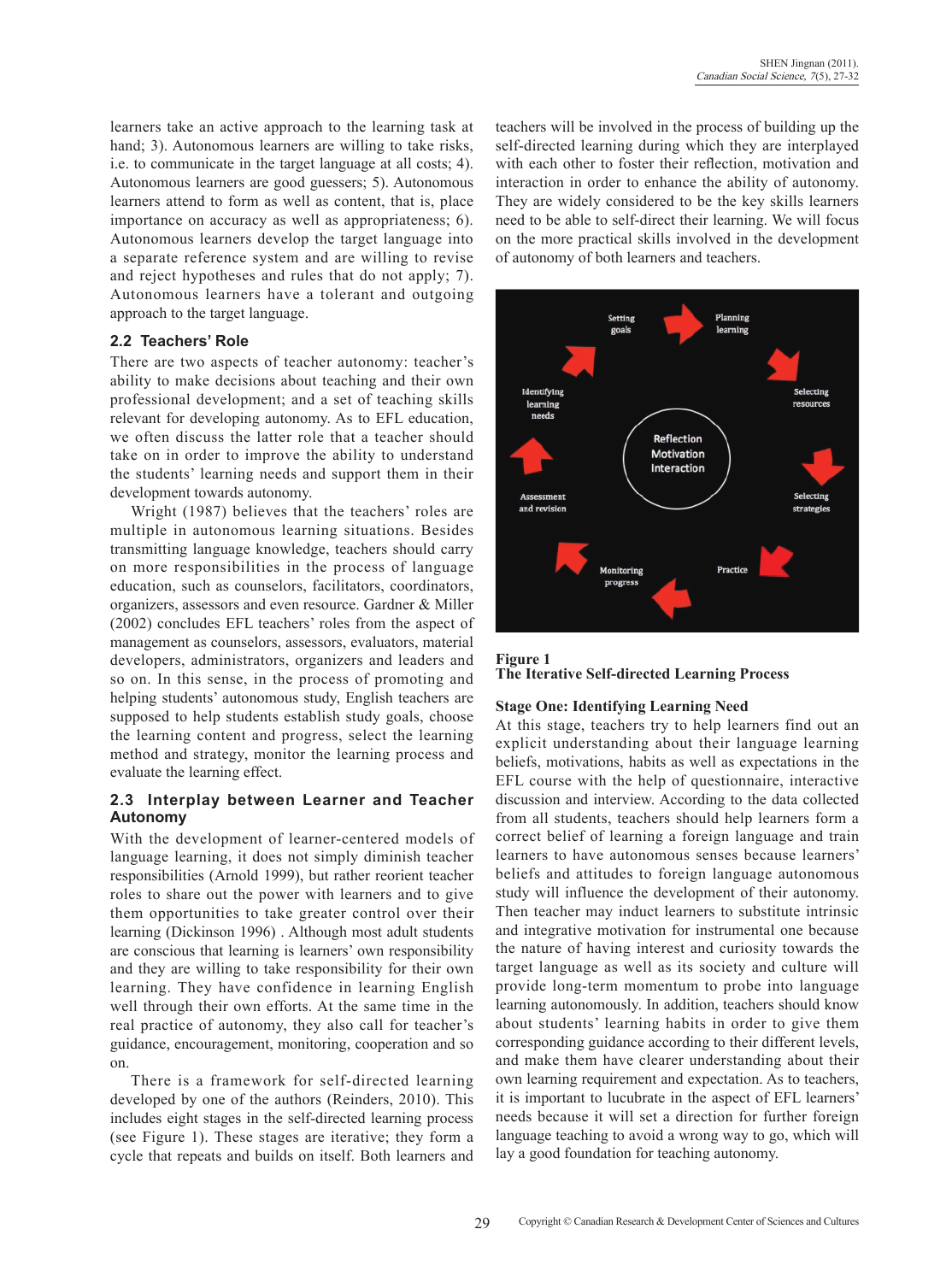learners take an active approach to the learning task at hand; 3). Autonomous learners are willing to take risks, i.e. to communicate in the target language at all costs; 4). Autonomous learners are good guessers; 5). Autonomous learners attend to form as well as content, that is, place importance on accuracy as well as appropriateness; 6). Autonomous learners develop the target language into a separate reference system and are willing to revise and reject hypotheses and rules that do not apply; 7). Autonomous learners have a tolerant and outgoing approach to the target language.

### 2.2 Teachers' Role

There are two aspects of teacher autonomy: teacher's ability to make decisions about teaching and their own professional development; and a set of teaching skills relevant for developing autonomy. As to EFL education, we often discuss the latter role that a teacher should take on in order to improve the ability to understand the students' learning needs and support them in their development towards autonomy.

Wright (1987) believes that the teachers' roles are multiple in autonomous learning situations. Besides transmitting language knowledge, teachers should carry on more responsibilities in the process of language education, such as counselors, facilitators, coordinators, organizers, assessors and even resource. Gardner & Miller (2002) concludes EFL teachers' roles from the aspect of management as counselors, assessors, evaluators, material developers, administrators, organizers and leaders and so on. In this sense, in the process of promoting and helping students' autonomous study, English teachers are supposed to help students establish study goals, choose the learning content and progress, select the learning method and strategy, monitor the learning process and evaluate the learning effect.

### 2.3 Interplay between Learner and Teacher Autonomy

With the development of learner-centered models of language learning, it does not simply diminish teacher responsibilities (Arnold 1999), but rather reorient teacher roles to share out the power with learners and to give them opportunities to take greater control over their learning (Dickinson 1996) . Although most adult students are conscious that learning is learners' own responsibility and they are willing to take responsibility for their own learning. They have confidence in learning English well through their own efforts. At the same time in the real practice of autonomy, they also call for teacher's guidance, encouragement, monitoring, cooperation and so on.

There is a framework for self-directed learning developed by one of the authors (Reinders, 2010). This includes eight stages in the self-directed learning process (see Figure 1). These stages are iterative; they form a cycle that repeats and builds on itself. Both learners and teachers will be involved in the process of building up the self-directed learning during which they are interplayed with each other to foster their reflection, motivation and interaction in order to enhance the ability of autonomy. They are widely considered to be the key skills learners need to be able to self-direct their learning. We will focus on the more practical skills involved in the development of autonomy of both learners and teachers.

**Figure 1**
**The Iterative Self-directed Learning Process**

### Stage One: Identifying Learning Need

At this stage, teachers try to help learners find out an explicit understanding about their language learning beliefs, motivations, habits as well as expectations in the EFL course with the help of questionnaire, interactive discussion and interview. According to the data collected from all students, teachers should help learners form a correct belief of learning a foreign language and train learners to have autonomous senses because learners' beliefs and attitudes to foreign language autonomous study will influence the development of their autonomy. Then teacher may induct learners to substitute intrinsic and integrative motivation for instrumental one because the nature of having interest and curiosity towards the target language as well as its society and culture will provide long-term momentum to probe into language learning autonomously. In addition, teachers should know about students' learning habits in order to give them corresponding guidance according to their different levels, and make them have clearer understanding about their own learning requirement and expectation. As to teachers, it is important to lucubrate in the aspect of EFL learners' needs because it will set a direction for further foreign language teaching to avoid a wrong way to go, which will lay a good foundation for teaching autonomy.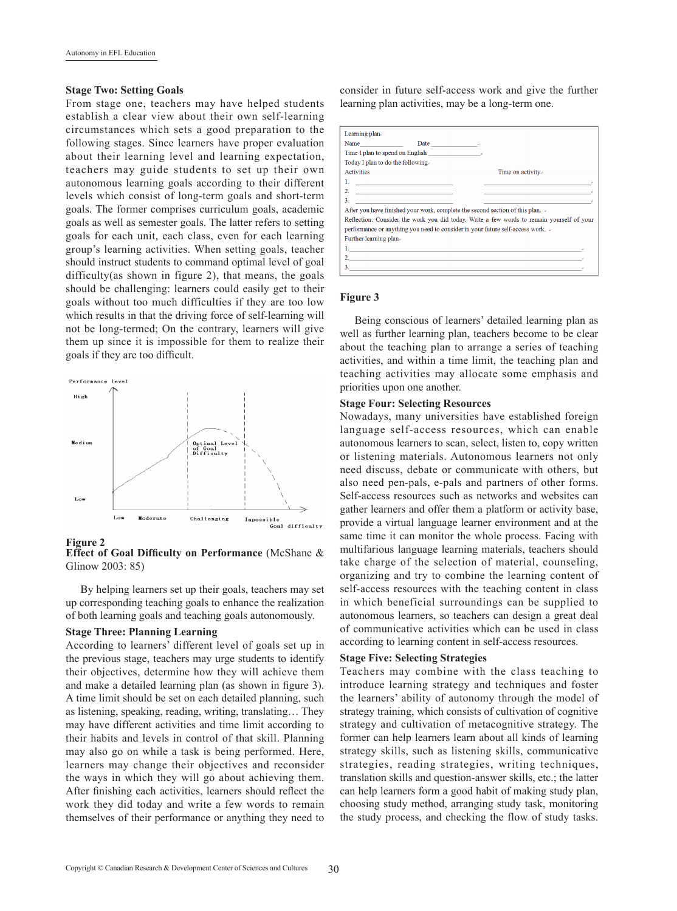**Stage Two: Setting Goals**

From stage one, teachers may have helped students establish a clear view about their own self-learning circumstances which sets a good preparation to the following stages. Since learners have proper evaluation about their learning level and learning expectation, teachers may guide students to set up their own autonomous learning goals according to their different levels which consist of long-term goals and short-term goals. The former comprises curriculum goals, academic goals as well as semester goals. The latter refers to setting goals for each unit, each class, even for each learning group's learning activities. When setting goals, teacher should instruct students to command optimal level of goal difficulty(as shown in figure 2), that means, the goals should be challenging: learners could easily get to their goals without too much difficulties if they are too low which results in that the driving force of self-learning will not be long-termed; On the contrary, learners will give them up since it is impossible for them to realize their goals if they are too difficult.

**Figure 2**
**Effect of Goal Difficulty on Performance** (McShane & Glinow 2003: 85)

By helping learners set up their goals, teachers may set up corresponding teaching goals to enhance the realization of both learning goals and teaching goals autonomously.

**Stage Three: Planning Learning**

According to learners' different level of goals set up in the previous stage, teachers may urge students to identify their objectives, determine how they will achieve them and make a detailed learning plan (as shown in figure 3). A time limit should be set on each detailed planning, such as listening, speaking, reading, writing, translating… They may have different activities and time limit according to their habits and levels in control of that skill. Planning may also go on while a task is being performed. Here, learners may change their objectives and reconsider the ways in which they will go about achieving them. After finishing each activities, learners should reflect the work they did today and write a few words to remain themselves of their performance or anything they need to consider in future self-access work and give the further learning plan activities, may be a long-term one.

Learning plan
Name\_\_\_\_\_\_\_\_\_\_ Date \_\_\_\_\_\_\_\_\_\_
Time I plan to spend on English \_\_\_\_\_\_\_\_\_\_
Today I plan to do the following

| Activities | Time on activity |
| --- | --- |
| 1. | |
| 2. | |
| 3. | |

After you have finished your work, complete the second section of this plan.
Reflection: Consider the work you did today. Write a few words to remain yourself of your performance or anything you need to consider in your future self-access work.
Further learning plan
1.
2.
3.

**Figure 3**

Being conscious of learners' detailed learning plan as well as further learning plan, teachers become to be clear about the teaching plan to arrange a series of teaching activities, and within a time limit, the teaching plan and teaching activities may allocate some emphasis and priorities upon one another.

**Stage Four: Selecting Resources**

Nowadays, many universities have established foreign language self-access resources, which can enable autonomous learners to scan, select, listen to, copy written or listening materials. Autonomous learners not only need discuss, debate or communicate with others, but also need pen-pals, e-pals and partners of other forms. Self-access resources such as networks and websites can gather learners and offer them a platform or activity base, provide a virtual language learner environment and at the same time it can monitor the whole process. Facing with multifarious language learning materials, teachers should take charge of the selection of material, counseling, organizing and try to combine the learning content of self-access resources with the teaching content in class in which beneficial surroundings can be supplied to autonomous learners, so teachers can design a great deal of communicative activities which can be used in class according to learning content in self-access resources.

**Stage Five: Selecting Strategies**

Teachers may combine with the class teaching to introduce learning strategy and techniques and foster the learners' ability of autonomy through the model of strategy training, which consists of cultivation of cognitive strategy and cultivation of metacognitive strategy. The former can help learners learn about all kinds of learning strategy skills, such as listening skills, communicative strategies, reading strategies, writing techniques, translation skills and question-answer skills, etc.; the latter can help learners form a good habit of making study plan, choosing study method, arranging study task, monitoring the study process, and checking the flow of study tasks.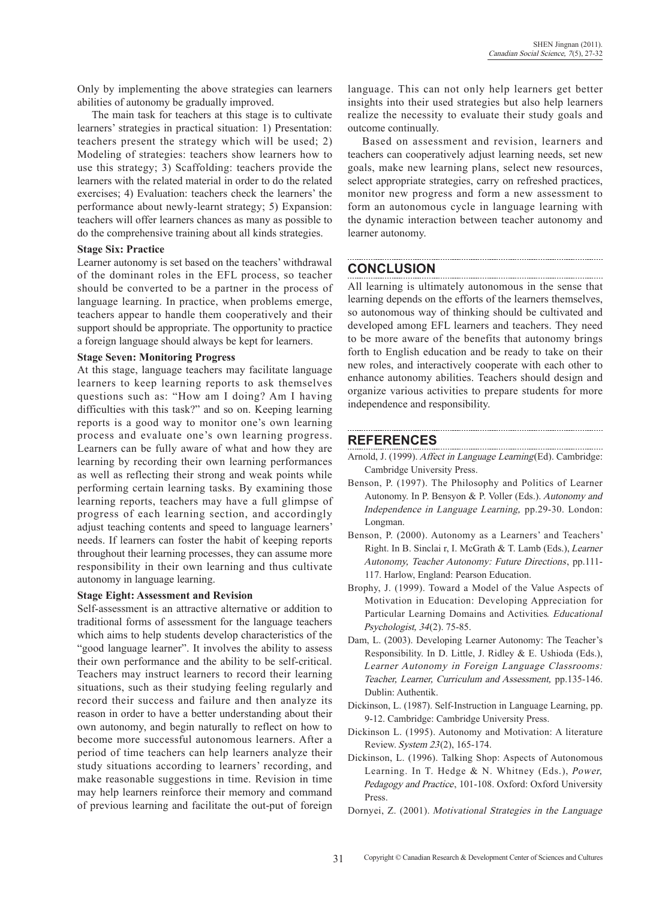Only by implementing the above strategies can learners abilities of autonomy be gradually improved.

The main task for teachers at this stage is to cultivate learners' strategies in practical situation: 1) Presentation: teachers present the strategy which will be used; 2) Modeling of strategies: teachers show learners how to use this strategy; 3) Scaffolding: teachers provide the learners with the related material in order to do the related exercises; 4) Evaluation: teachers check the learners' the performance about newly-learnt strategy; 5) Expansion: teachers will offer learners chances as many as possible to do the comprehensive training about all kinds strategies.

**Stage Six: Practice**

Learner autonomy is set based on the teachers' withdrawal of the dominant roles in the EFL process, so teacher should be converted to be a partner in the process of language learning. In practice, when problems emerge, teachers appear to handle them cooperatively and their support should be appropriate. The opportunity to practice a foreign language should always be kept for learners.

**Stage Seven: Monitoring Progress**

At this stage, language teachers may facilitate language learners to keep learning reports to ask themselves questions such as: "How am I doing? Am I having difficulties with this task?" and so on. Keeping learning reports is a good way to monitor one's own learning process and evaluate one's own learning progress. Learners can be fully aware of what and how they are learning by recording their own learning performances as well as reflecting their strong and weak points while performing certain learning tasks. By examining those learning reports, teachers may have a full glimpse of progress of each learning section, and accordingly adjust teaching contents and speed to language learners' needs. If learners can foster the habit of keeping reports throughout their learning processes, they can assume more responsibility in their own learning and thus cultivate autonomy in language learning.

**Stage Eight: Assessment and Revision**

Self-assessment is an attractive alternative or addition to traditional forms of assessment for the language teachers which aims to help students develop characteristics of the "good language learner". It involves the ability to assess their own performance and the ability to be self-critical. Teachers may instruct learners to record their learning situations, such as their studying feeling regularly and record their success and failure and then analyze its reason in order to have a better understanding about their own autonomy, and begin naturally to reflect on how to become more successful autonomous learners. After a period of time teachers can help learners analyze their study situations according to learners' recording, and make reasonable suggestions in time. Revision in time may help learners reinforce their memory and command of previous learning and facilitate the out-put of foreign language. This can not only help learners get better insights into their used strategies but also help learners realize the necessity to evaluate their study goals and outcome continually.

Based on assessment and revision, learners and teachers can cooperatively adjust learning needs, set new goals, make new learning plans, select new resources, select appropriate strategies, carry on refreshed practices, monitor new progress and form a new assessment to form an autonomous cycle in language learning with the dynamic interaction between teacher autonomy and learner autonomy.

## CONCLUSION

All learning is ultimately autonomous in the sense that learning depends on the efforts of the learners themselves, so autonomous way of thinking should be cultivated and developed among EFL learners and teachers. They need to be more aware of the benefits that autonomy brings forth to English education and be ready to take on their new roles, and interactively cooperate with each other to enhance autonomy abilities. Teachers should design and organize various activities to prepare students for more independence and responsibility.

## REFERENCES

Arnold, J. (1999). *Affect in Language Learning*(Ed). Cambridge: Cambridge University Press.

Benson, P. (1997). The Philosophy and Politics of Learner Autonomy. In P. Bensyon & P. Voller (Eds.). *Autonomy and Independence in Language Learning,* pp.29-30. London: Longman.

Benson, P. (2000). Autonomy as a Learners' and Teachers' Right. In B. Sinclai r, I. McGrath & T. Lamb (Eds.), *Learner Autonomy, Teacher Autonomy: Future Directions*, pp.111-117. Harlow, England: Pearson Education.

Brophy, J. (1999). Toward a Model of the Value Aspects of Motivation in Education: Developing Appreciation for Particular Learning Domains and Activities. *Educational Psychologist, 34*(2). 75-85.

Dam, L. (2003). Developing Learner Autonomy: The Teacher's Responsibility. In D. Little, J. Ridley & E. Ushioda (Eds.), *Learner Autonomy in Foreign Language Classrooms: Teacher, Learner, Curriculum and Assessment,* pp.135-146. Dublin: Authentik.

Dickinson, L. (1987). Self-Instruction in Language Learning, pp. 9-12. Cambridge: Cambridge University Press.

Dickinson L. (1995). Autonomy and Motivation: A literature Review. *System 23*(2), 165-174.

Dickinson, L. (1996). Talking Shop: Aspects of Autonomous Learning. In T. Hedge & N. Whitney (Eds.), *Power, Pedagogy and Practice*, 101-108. Oxford: Oxford University Press.

Dornyei, Z. (2001). *Motivational Strategies in the Language*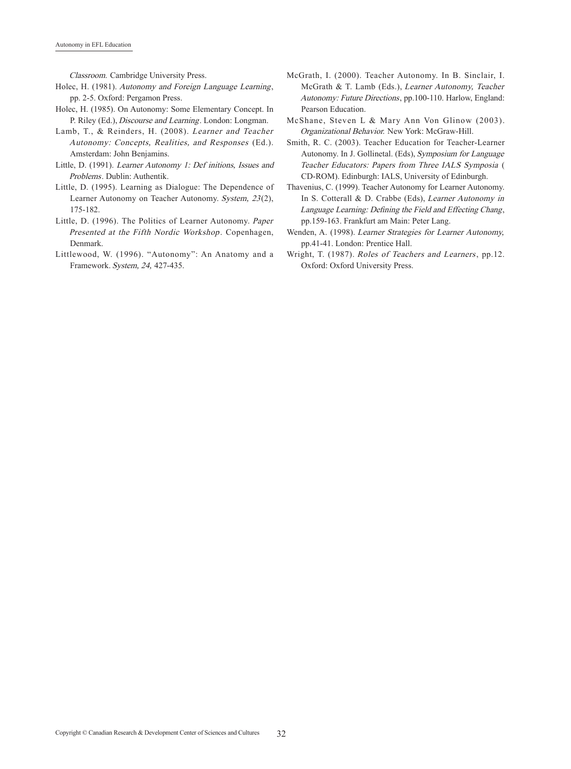*Classroom.* Cambridge University Press.

Holec, H. (1981). *Autonomy and Foreign Language Learning*, pp. 2-5. Oxford: Pergamon Press.

Holec, H. (1985). On Autonomy: Some Elementary Concept. In P. Riley (Ed.), *Discourse and Learning*. London: Longman.

Lamb, T., & Reinders, H. (2008). *Learner and Teacher Autonomy: Concepts, Realities, and Responses* (Ed.). Amsterdam: John Benjamins.

Little, D. (1991). *Learner Autonomy 1: Def initions, Issues and Problems*. Dublin: Authentik.

Little, D. (1995). Learning as Dialogue: The Dependence of Learner Autonomy on Teacher Autonomy. *System, 23*(2), 175-182.

Little, D. (1996). The Politics of Learner Autonomy. *Paper Presented at the Fifth Nordic Workshop*. Copenhagen, Denmark.

Littlewood, W. (1996). "Autonomy": An Anatomy and a Framework. *System, 24,* 427-435.

McGrath, I. (2000). Teacher Autonomy. In B. Sinclair, I. McGrath & T. Lamb (Eds.), *Learner Autonomy, Teacher Autonomy: Future Directions*, pp.100-110. Harlow, England: Pearson Education.

McShane, Steven L & Mary Ann Von Glinow (2003). *Organizational Behavior.* New York: McGraw-Hill.

Smith, R. C. (2003). Teacher Education for Teacher-Learner Autonomy. In J. Gollinetal. (Eds), *Symposium for Language Teacher Educators: Papers from Three IALS Symposia* ( CD-ROM). Edinburgh: IALS, University of Edinburgh.

Thavenius, C. (1999). Teacher Autonomy for Learner Autonomy. In S. Cotterall & D. Crabbe (Eds), *Learner Autonomy in Language Learning: Defining the Field and Effecting Chang*, pp.159-163. Frankfurt am Main: Peter Lang.

Wenden, A. (1998). *Learner Strategies for Learner Autonomy,* pp.41-41. London: Prentice Hall.

Wright, T. (1987). *Roles of Teachers and Learners*, pp.12. Oxford: Oxford University Press.